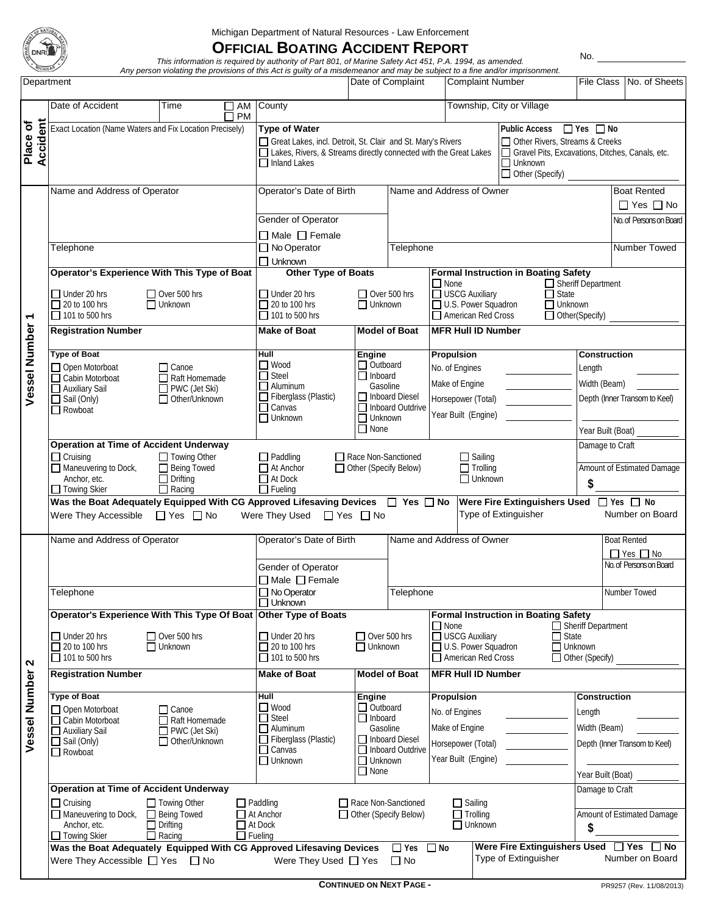Michigan Department of Natural Resources - Law Enforcement

# OFFICIAL BOATING ACCIDENT REPORT

*This information is required by authority of Part 801, of Marine Safety Act 451, P.A. 1994, as amended.*
*Any person violating the provisions of this Act is guilty of a misdemeanor and may be subject to a fine and/or imprisonment.*

No. ________________

| Department | Date of Complaint | Complaint Number | File Class | No. of Sheets |
|---|---|---|---|---|
| | | | | |

## Place of Accident

| Date of Accident | Time ☐ AM ☐ PM | County | Township, City or Village |
|---|---|---|---|
| | | | |

**Exact Location (Name Waters and Fix Location Precisely)**

**Type of Water**
- ☐ Great Lakes, incl. Detroit, St. Clair and St. Mary's Rivers
- ☐ Lakes, Rivers, & Streams directly connected with the Great Lakes
- ☐ Inland Lakes
- ☐ Other Rivers, Streams & Creeks
- ☐ Gravel Pits, Excavations, Ditches, Canals, etc.
- ☐ Unknown
- ☐ Other (Specify) ________________

**Public Access** ☐ Yes ☐ No

## Vessel Number 1

| Name and Address of Operator | Operator's Date of Birth | Name and Address of Owner | Boat Rented ☐ Yes ☐ No |
|---|---|---|---|
| | Gender of Operator ☐ Male ☐ Female | | No. of Persons on Board |
| Telephone | ☐ No Operator ☐ Unknown | Telephone | Number Towed |

**Operator's Experience With This Type of Boat**
☐ Under 20 hrs ☐ 20 to 100 hrs ☐ 101 to 500 hrs ☐ Over 500 hrs ☐ Unknown

**Other Type of Boats**
☐ Under 20 hrs ☐ 20 to 100 hrs ☐ 101 to 500 hrs ☐ Over 500 hrs ☐ Unknown

**Formal Instruction in Boating Safety**
☐ None ☐ USCG Auxiliary ☐ U.S. Power Squadron ☐ American Red Cross ☐ Sheriff Department ☐ State ☐ Unknown ☐ Other(Specify) ________________

| Registration Number | Make of Boat | Model of Boat | MFR Hull ID Number |
|---|---|---|---|
| | | | |

**Type of Boat**
☐ Open Motorboat ☐ Cabin Motorboat ☐ Auxiliary Sail ☐ Sail (Only) ☐ Rowboat ☐ Canoe ☐ Raft Homemade ☐ PWC (Jet Ski) ☐ Other/Unknown

**Hull**
☐ Wood ☐ Steel ☐ Aluminum ☐ Fiberglass (Plastic) ☐ Canvas ☐ Unknown

**Engine**
☐ Outboard ☐ Inboard Gasoline ☐ Inboard Diesel ☐ Inboard Outdrive ☐ Unknown ☐ None

**Propulsion**
No. of Engines ________
Make of Engine ________
Horsepower (Total) ________
Year Built (Engine) ________

**Construction**
Length ________
Width (Beam) ________
Depth (Inner Transom to Keel) ________
Year Built (Boat) ________

**Operation at Time of Accident Underway**
☐ Cruising ☐ Maneuvering to Dock, Anchor, etc. ☐ Towing Skier ☐ Towing Other ☐ Being Towed ☐ Drifting ☐ Racing ☐ Paddling ☐ At Anchor ☐ At Dock ☐ Fueling ☐ Race Non-Sanctioned ☐ Other (Specify Below) ☐ Sailing ☐ Trolling ☐ Unknown

Damage to Craft

Amount of Estimated Damage $ ________

**Was the Boat Adequately Equipped With CG Approved Lifesaving Devices** ☐ Yes ☐ No
Were They Accessible ☐ Yes ☐ No Were They Used ☐ Yes ☐ No

**Were Fire Extinguishers Used** ☐ Yes ☐ No
Type of Extinguisher Number on Board

## Vessel Number 2

| Name and Address of Operator | Operator's Date of Birth | Name and Address of Owner | Boat Rented ☐ Yes ☐ No |
|---|---|---|---|
| | Gender of Operator ☐ Male ☐ Female | | No. of Persons on Board |
| Telephone | ☐ No Operator ☐ Unknown | Telephone | Number Towed |

**Operator's Experience With This Type Of Boat**
☐ Under 20 hrs ☐ 20 to 100 hrs ☐ 101 to 500 hrs ☐ Over 500 hrs ☐ Unknown

**Other Type of Boats**
☐ Under 20 hrs ☐ 20 to 100 hrs ☐ 101 to 500 hrs ☐ Over 500 hrs ☐ Unknown

**Formal Instruction in Boating Safety**
☐ None ☐ USCG Auxiliary ☐ U.S. Power Squadron ☐ American Red Cross ☐ Sheriff Department ☐ State ☐ Unknown ☐ Other (Specify) ________________

| Registration Number | Make of Boat | Model of Boat | MFR Hull ID Number |
|---|---|---|---|
| | | | |

**Type of Boat**
☐ Open Motorboat ☐ Cabin Motorboat ☐ Auxiliary Sail ☐ Sail (Only) ☐ Rowboat ☐ Canoe ☐ Raft Homemade ☐ PWC (Jet Ski) ☐ Other/Unknown

**Hull**
☐ Wood ☐ Steel ☐ Aluminum ☐ Fiberglass (Plastic) ☐ Canvas ☐ Unknown

**Engine**
☐ Outboard ☐ Inboard Gasoline ☐ Inboard Diesel ☐ Inboard Outdrive ☐ Unknown ☐ None

**Propulsion**
No. of Engines ________
Make of Engine ________
Horsepower (Total) ________
Year Built (Engine) ________

**Construction**
Length ________
Width (Beam) ________
Depth (Inner Transom to Keel) ________
Year Built (Boat) ________

**Operation at Time of Accident Underway**
☐ Cruising ☐ Maneuvering to Dock, Anchor, etc. ☐ Towing Skier ☐ Towing Other ☐ Being Towed ☐ Drifting ☐ Racing ☐ Paddling ☐ At Anchor ☐ At Dock ☐ Fueling ☐ Race Non-Sanctioned ☐ Other (Specify Below) ☐ Sailing ☐ Trolling ☐ Unknown

Damage to Craft

Amount of Estimated Damage $ ________

**Was the Boat Adequately Equipped With CG Approved Lifesaving Devices** ☐ Yes ☐ No
Were They Accessible ☐ Yes ☐ No Were They Used ☐ Yes ☐ No

**Were Fire Extinguishers Used** ☐ Yes ☐ No
Type of Extinguisher Number on Board

**CONTINUED ON NEXT PAGE -**

PR9257 (Rev. 11/08/2013)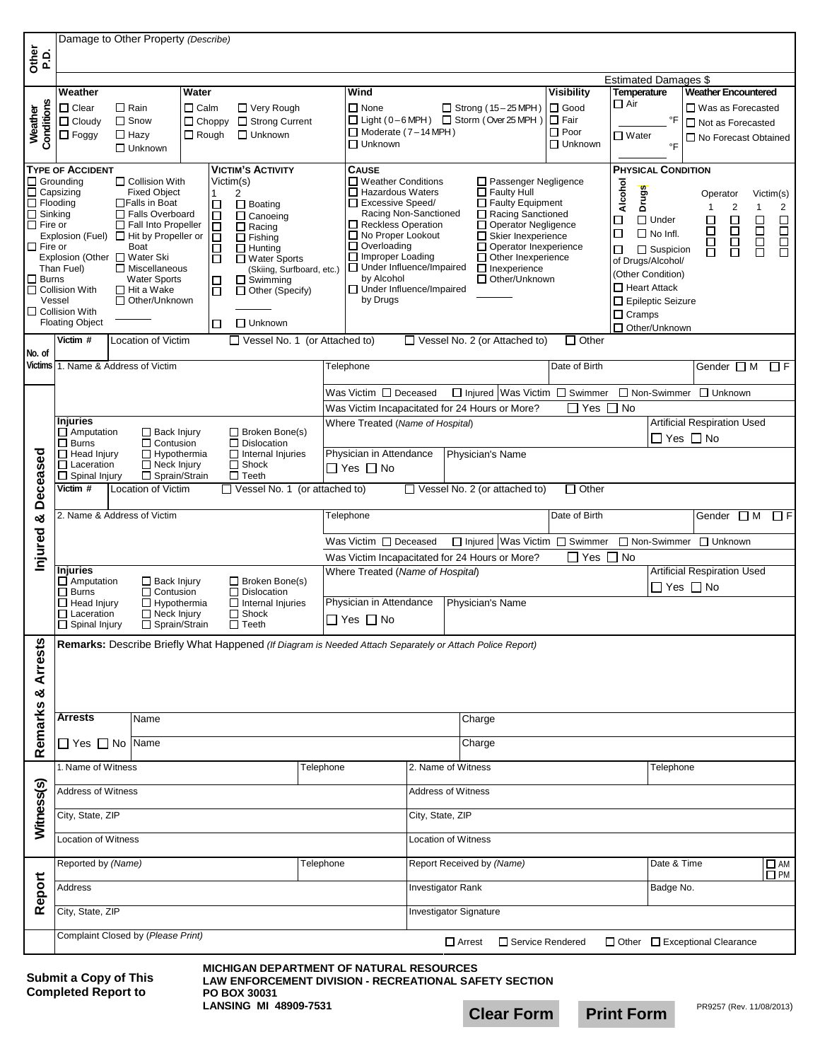## Other P.D.

Damage to Other Property *(Describe)*

Estimated Damages $

## Weather Conditions

| Weather | | Water | | Wind | | Visibility | Temperature | Weather Encountered |
|---|---|---|---|---|---|---|---|---|
| ☐ Clear | ☐ Rain | ☐ Calm | ☐ Very Rough | ☐ None | ☐ Strong (15 – 25 MPH) | ☐ Good | ☐ Air _______ °F | ☐ Was as Forecasted |
| ☐ Cloudy | ☐ Snow | ☐ Choppy | ☐ Strong Current | ☐ Light (0 – 6 MPH) | ☐ Storm (Over 25 MPH) | ☐ Fair | | ☐ Not as Forecasted |
| ☐ Foggy | ☐ Hazy | ☐ Rough | ☐ Unknown | ☐ Moderate (7 – 14 MPH) | | ☐ Poor | ☐ Water _______ °F | ☐ No Forecast Obtained |
| | ☐ Unknown | | | ☐ Unknown | | ☐ Unknown | | |

**TYPE OF ACCIDENT**

- ☐ Grounding
- ☐ Capsizing
- ☐ Flooding
- ☐ Sinking
- ☐ Fire or Explosion (Fuel)
- ☐ Fire or Explosion (Other Than Fuel)
- ☐ Burns
- ☐ Collision With Vessel
- ☐ Collision With Floating Object
- ☐ Collision With Fixed Object
- ☐ Falls in Boat
- ☐ Falls Overboard
- ☐ Fall Into Propeller
- ☐ Hit by Propeller or Boat
- ☐ Water Ski
- ☐ Miscellaneous Water Sports
- ☐ Hit a Wake
- ☐ Other/Unknown _______

**VICTIM'S ACTIVITY**

Victim(s) 1 2

- ☐ ☐ Boating
- ☐ ☐ Canoeing
- ☐ ☐ Racing
- ☐ ☐ Fishing
- ☐ ☐ Hunting
- ☐ ☐ Water Sports (Skiing, Surfboard, etc.)
- ☐ ☐ Swimming
- ☐ ☐ Other (Specify) _______
- ☐ ☐ Unknown

**CAUSE**

- ☐ Weather Conditions
- ☐ Hazardous Waters
- ☐ Excessive Speed/ Racing Non-Sanctioned
- ☐ Reckless Operation
- ☐ No Proper Lookout
- ☐ Overloading
- ☐ Improper Loading
- ☐ Under Influence/Impaired by Alcohol
- ☐ Under Influence/Impaired by Drugs
- ☐ Passenger Negligence
- ☐ Faulty Hull
- ☐ Faulty Equipment
- ☐ Racing Sanctioned
- ☐ Operator Negligence
- ☐ Skier Inexperience
- ☐ Operator Inexperience
- ☐ Other Inexperience
- ☐ Inexperience
- ☐ Other/Unknown _______

**PHYSICAL CONDITION**

| Alcohol | Drugs | | Operator 1 | Operator 2 | Victim(s) 1 | Victim(s) 2 |
|---|---|---|---|---|---|---|
| ☐ | ☐ | Under | ☐ | ☐ | ☐ | ☐ |
| ☐ | ☐ | No Infl. | ☐ | ☐ | ☐ | ☐ |
| ☐ | ☐ | Suspicion of Drugs/Alcohol/ (Other Condition) | ☐ | ☐ | ☐ | ☐ |
| | | Heart Attack | ☐ | ☐ | ☐ | ☐ |
| | | Epileptic Seizure | ☐ | ☐ | ☐ | ☐ |
| | | Cramps | | | | |
| | | Other/Unknown | | | | |

## Injured & Deceased

No. of Victims

| Victim # | Location of Victim | ☐ Vessel No. 1 (or Attached to) | ☐ Vessel No. 2 (or Attached to) | ☐ Other |
|---|---|---|---|---|

1. Name & Address of Victim | Telephone | Date of Birth | Gender ☐ M ☐ F

Was Victim ☐ Deceased ☐ Injured | Was Victim ☐ Swimmer ☐ Non-Swimmer ☐ Unknown

Was Victim Incapacitated for 24 Hours or More? ☐ Yes ☐ No

**Injuries**

- ☐ Amputation ☐ Back Injury ☐ Broken Bone(s)
- ☐ Burns ☐ Contusion ☐ Dislocation
- ☐ Head Injury ☐ Hypothermia ☐ Internal Injuries
- ☐ Laceration ☐ Neck Injury ☐ Shock
- ☐ Spinal Injury ☐ Sprain/Strain ☐ Teeth

Where Treated *(Name of Hospital)* | Artificial Respiration Used ☐ Yes ☐ No

Physician in Attendance ☐ Yes ☐ No | Physician's Name

| Victim # | Location of Victim | ☐ Vessel No. 1 (or attached to) | ☐ Vessel No. 2 (or attached to) | ☐ Other |
|---|---|---|---|---|

2. Name & Address of Victim | Telephone | Date of Birth | Gender ☐ M ☐ F

Was Victim ☐ Deceased ☐ Injured | Was Victim ☐ Swimmer ☐ Non-Swimmer ☐ Unknown

Was Victim Incapacitated for 24 Hours or More? ☐ Yes ☐ No

**Injuries**

- ☐ Amputation ☐ Back Injury ☐ Broken Bone(s)
- ☐ Burns ☐ Contusion ☐ Dislocation
- ☐ Head Injury ☐ Hypothermia ☐ Internal Injuries
- ☐ Laceration ☐ Neck Injury ☐ Shock
- ☐ Spinal Injury ☐ Sprain/Strain ☐ Teeth

Where Treated *(Name of Hospital)* | Artificial Respiration Used ☐ Yes ☐ No

Physician in Attendance ☐ Yes ☐ No | Physician's Name

## Remarks & Arrests

**Remarks:** Describe Briefly What Happened *(If Diagram is Needed Attach Separately or Attach Police Report)*

| **Arrests** | Name | Charge |
|---|---|---|
| ☐ Yes ☐ No | Name | Charge |

## Witness(s)

| 1. Name of Witness | Telephone | 2. Name of Witness | Telephone |
|---|---|---|---|
| Address of Witness | | Address of Witness | |
| City, State, ZIP | | City, State, ZIP | |
| Location of Witness | | Location of Witness | |

## Report

| Reported by *(Name)* | Telephone | Report Received by *(Name)* | Date & Time ☐ AM ☐ PM |
|---|---|---|---|
| Address | | Investigator Rank | Badge No. |
| City, State, ZIP | | Investigator Signature | |

Complaint Closed by (*Please Print*) ☐ Arrest ☐ Service Rendered ☐ Other ☐ Exceptional Clearance

**Submit a Copy of This Completed Report to**

**MICHIGAN DEPARTMENT OF NATURAL RESOURCES**
**LAW ENFORCEMENT DIVISION - RECREATIONAL SAFETY SECTION**
**PO BOX 30031**
**LANSING MI 48909-7531**

Clear Form | Print Form

PR9257 (Rev. 11/08/2013)